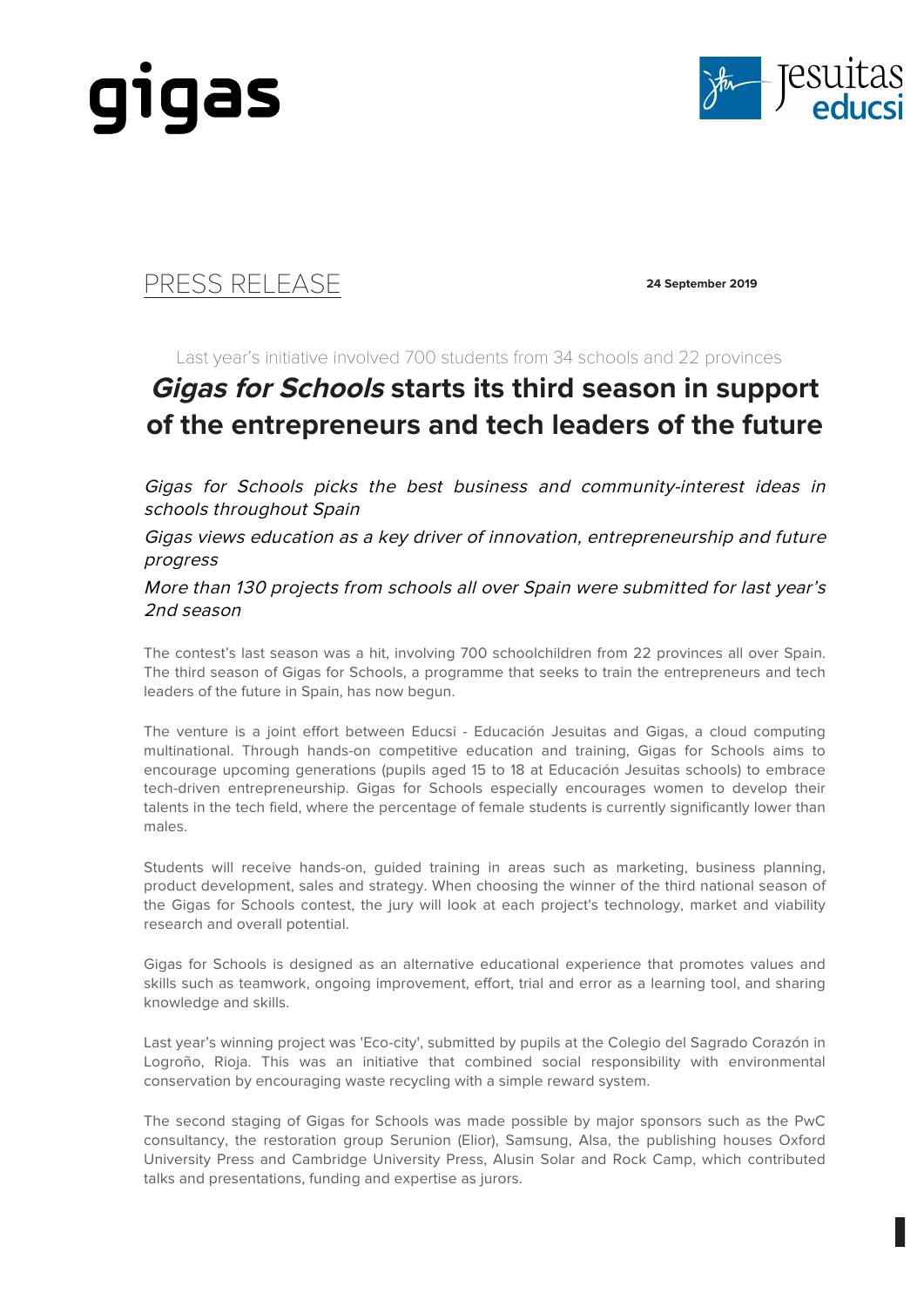PRESS RELEASE

**24 September 2019**

Last year's initiative involved 700 students from 34 schools and 22 provinces

# *Gigas for Schools* starts its third season in support of the entrepreneurs and tech leaders of the future

*Gigas for Schools picks the best business and community-interest ideas in schools throughout Spain*

*Gigas views education as a key driver of innovation, entrepreneurship and future progress*

*More than 130 projects from schools all over Spain were submitted for last year's 2nd season*

The contest's last season was a hit, involving 700 schoolchildren from 22 provinces all over Spain. The third season of Gigas for Schools, a programme that seeks to train the entrepreneurs and tech leaders of the future in Spain, has now begun.

The venture is a joint effort between Educsi - Educación Jesuitas and Gigas, a cloud computing multinational. Through hands-on competitive education and training, Gigas for Schools aims to encourage upcoming generations (pupils aged 15 to 18 at Educación Jesuitas schools) to embrace tech-driven entrepreneurship. Gigas for Schools especially encourages women to develop their talents in the tech field, where the percentage of female students is currently significantly lower than males.

Students will receive hands-on, guided training in areas such as marketing, business planning, product development, sales and strategy. When choosing the winner of the third national season of the Gigas for Schools contest, the jury will look at each project's technology, market and viability research and overall potential.

Gigas for Schools is designed as an alternative educational experience that promotes values and skills such as teamwork, ongoing improvement, effort, trial and error as a learning tool, and sharing knowledge and skills.

Last year's winning project was 'Eco-city', submitted by pupils at the Colegio del Sagrado Corazón in Logroño, Rioja. This was an initiative that combined social responsibility with environmental conservation by encouraging waste recycling with a simple reward system.

The second staging of Gigas for Schools was made possible by major sponsors such as the PwC consultancy, the restoration group Serunion (Elior), Samsung, Alsa, the publishing houses Oxford University Press and Cambridge University Press, Alusin Solar and Rock Camp, which contributed talks and presentations, funding and expertise as jurors.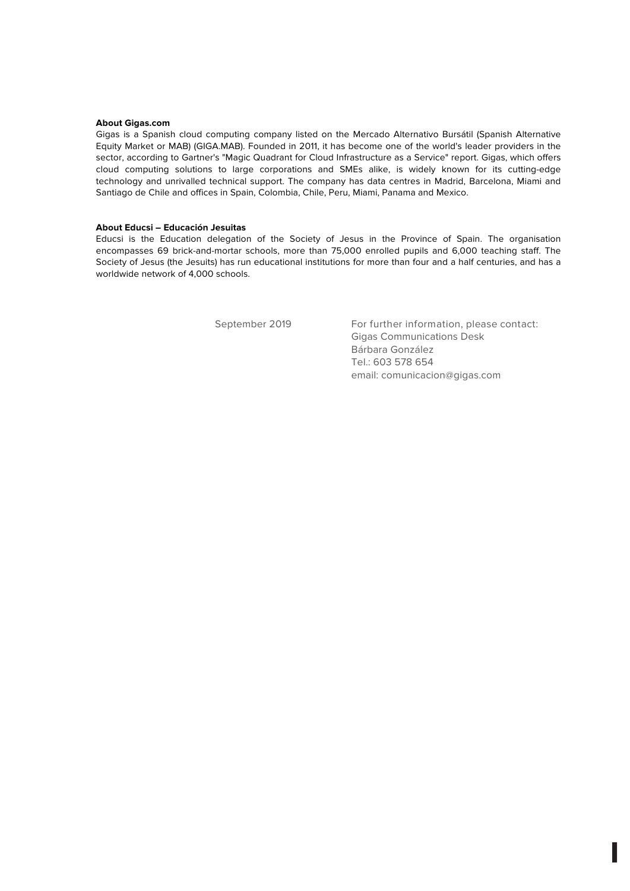**About Gigas.com**

Gigas is a Spanish cloud computing company listed on the Mercado Alternativo Bursátil (Spanish Alternative Equity Market or MAB) (GIGA.MAB). Founded in 2011, it has become one of the world's leader providers in the sector, according to Gartner's "Magic Quadrant for Cloud Infrastructure as a Service" report. Gigas, which offers cloud computing solutions to large corporations and SMEs alike, is widely known for its cutting-edge technology and unrivalled technical support. The company has data centres in Madrid, Barcelona, Miami and Santiago de Chile and offices in Spain, Colombia, Chile, Peru, Miami, Panama and Mexico.

**About Educsi – Educación Jesuitas**

Educsi is the Education delegation of the Society of Jesus in the Province of Spain. The organisation encompasses 69 brick-and-mortar schools, more than 75,000 enrolled pupils and 6,000 teaching staff. The Society of Jesus (the Jesuits) has run educational institutions for more than four and a half centuries, and has a worldwide network of 4,000 schools.

September 2019

For further information, please contact:
Gigas Communications Desk
Bárbara González
Tel.: 603 578 654
email: comunicacion@gigas.com